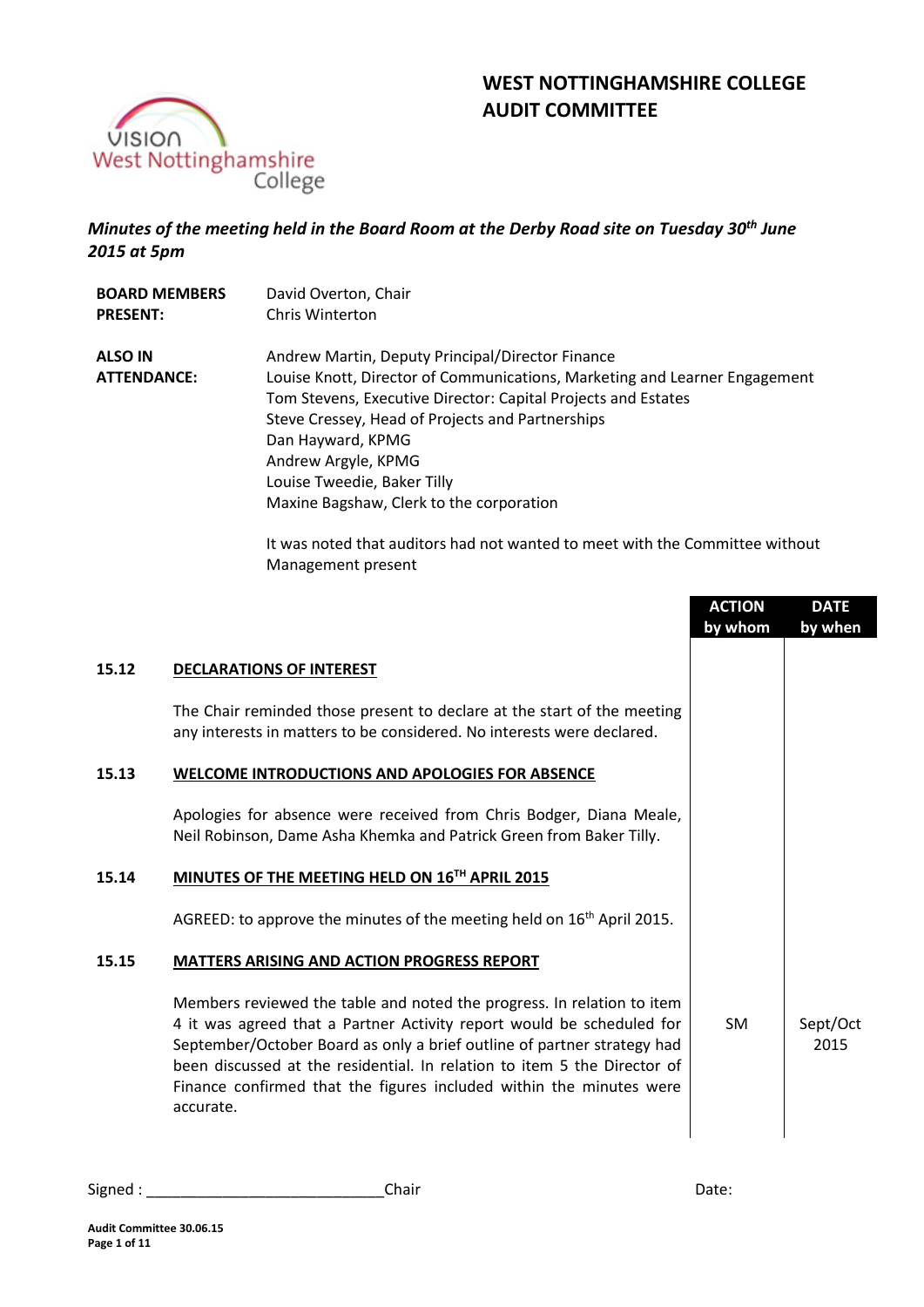# WEST NOTTINGHAMSHIRE COLLEGE
# AUDIT COMMITTEE

*Minutes of the meeting held in the Board Room at the Derby Road site on Tuesday 30th June 2015 at 5pm*

| | |
|---|---|
| **BOARD MEMBERS PRESENT:** | David Overton, Chair<br>Chris Winterton |
| **ALSO IN ATTENDANCE:** | Andrew Martin, Deputy Principal/Director Finance<br>Louise Knott, Director of Communications, Marketing and Learner Engagement<br>Tom Stevens, Executive Director: Capital Projects and Estates<br>Steve Cressey, Head of Projects and Partnerships<br>Dan Hayward, KPMG<br>Andrew Argyle, KPMG<br>Louise Tweedie, Baker Tilly<br>Maxine Bagshaw, Clerk to the corporation |

It was noted that auditors had not wanted to meet with the Committee without Management present

| | | ACTION by whom | DATE by when |
|---|---|---|---|
| **15.12** | **DECLARATIONS OF INTEREST** | | |
| | The Chair reminded those present to declare at the start of the meeting any interests in matters to be considered. No interests were declared. | | |
| **15.13** | **WELCOME INTRODUCTIONS AND APOLOGIES FOR ABSENCE** | | |
| | Apologies for absence were received from Chris Bodger, Diana Meale, Neil Robinson, Dame Asha Khemka and Patrick Green from Baker Tilly. | | |
| **15.14** | **MINUTES OF THE MEETING HELD ON 16TH APRIL 2015** | | |
| | AGREED: to approve the minutes of the meeting held on 16th April 2015. | | |
| **15.15** | **MATTERS ARISING AND ACTION PROGRESS REPORT** | | |
| | Members reviewed the table and noted the progress. In relation to item 4 it was agreed that a Partner Activity report would be scheduled for September/October Board as only a brief outline of partner strategy had been discussed at the residential. In relation to item 5 the Director of Finance confirmed that the figures included within the minutes were accurate. | SM | Sept/Oct 2015 |

Signed : ____________________________Chair Date: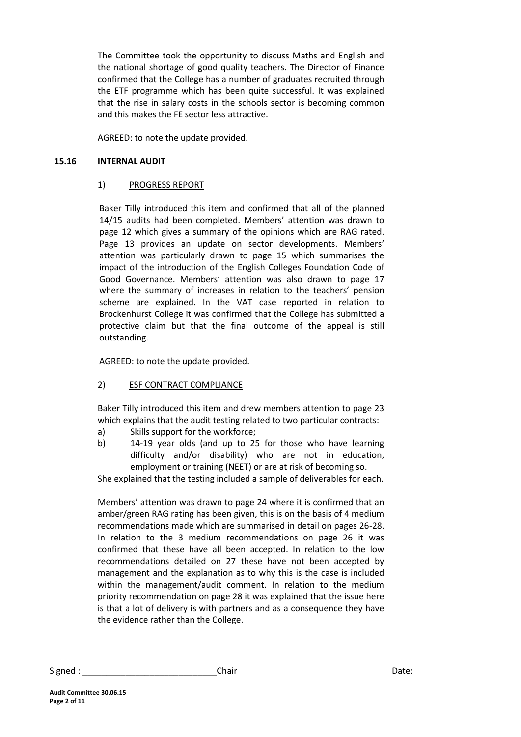The Committee took the opportunity to discuss Maths and English and the national shortage of good quality teachers. The Director of Finance confirmed that the College has a number of graduates recruited through the ETF programme which has been quite successful. It was explained that the rise in salary costs in the schools sector is becoming common and this makes the FE sector less attractive.

AGREED: to note the update provided.

## 15.16 INTERNAL AUDIT

### 1) PROGRESS REPORT

Baker Tilly introduced this item and confirmed that all of the planned 14/15 audits had been completed. Members' attention was drawn to page 12 which gives a summary of the opinions which are RAG rated. Page 13 provides an update on sector developments. Members' attention was particularly drawn to page 15 which summarises the impact of the introduction of the English Colleges Foundation Code of Good Governance. Members' attention was also drawn to page 17 where the summary of increases in relation to the teachers' pension scheme are explained. In the VAT case reported in relation to Brockenhurst College it was confirmed that the College has submitted a protective claim but that the final outcome of the appeal is still outstanding.

AGREED: to note the update provided.

### 2) ESF CONTRACT COMPLIANCE

Baker Tilly introduced this item and drew members attention to page 23 which explains that the audit testing related to two particular contracts:

a) Skills support for the workforce;
b) 14-19 year olds (and up to 25 for those who have learning difficulty and/or disability) who are not in education, employment or training (NEET) or are at risk of becoming so.

She explained that the testing included a sample of deliverables for each.

Members' attention was drawn to page 24 where it is confirmed that an amber/green RAG rating has been given, this is on the basis of 4 medium recommendations made which are summarised in detail on pages 26-28. In relation to the 3 medium recommendations on page 26 it was confirmed that these have all been accepted. In relation to the low recommendations detailed on 27 these have not been accepted by management and the explanation as to why this is the case is included within the management/audit comment. In relation to the medium priority recommendation on page 28 it was explained that the issue here is that a lot of delivery is with partners and as a consequence they have the evidence rather than the College.

Signed : ____________________________Chair Date: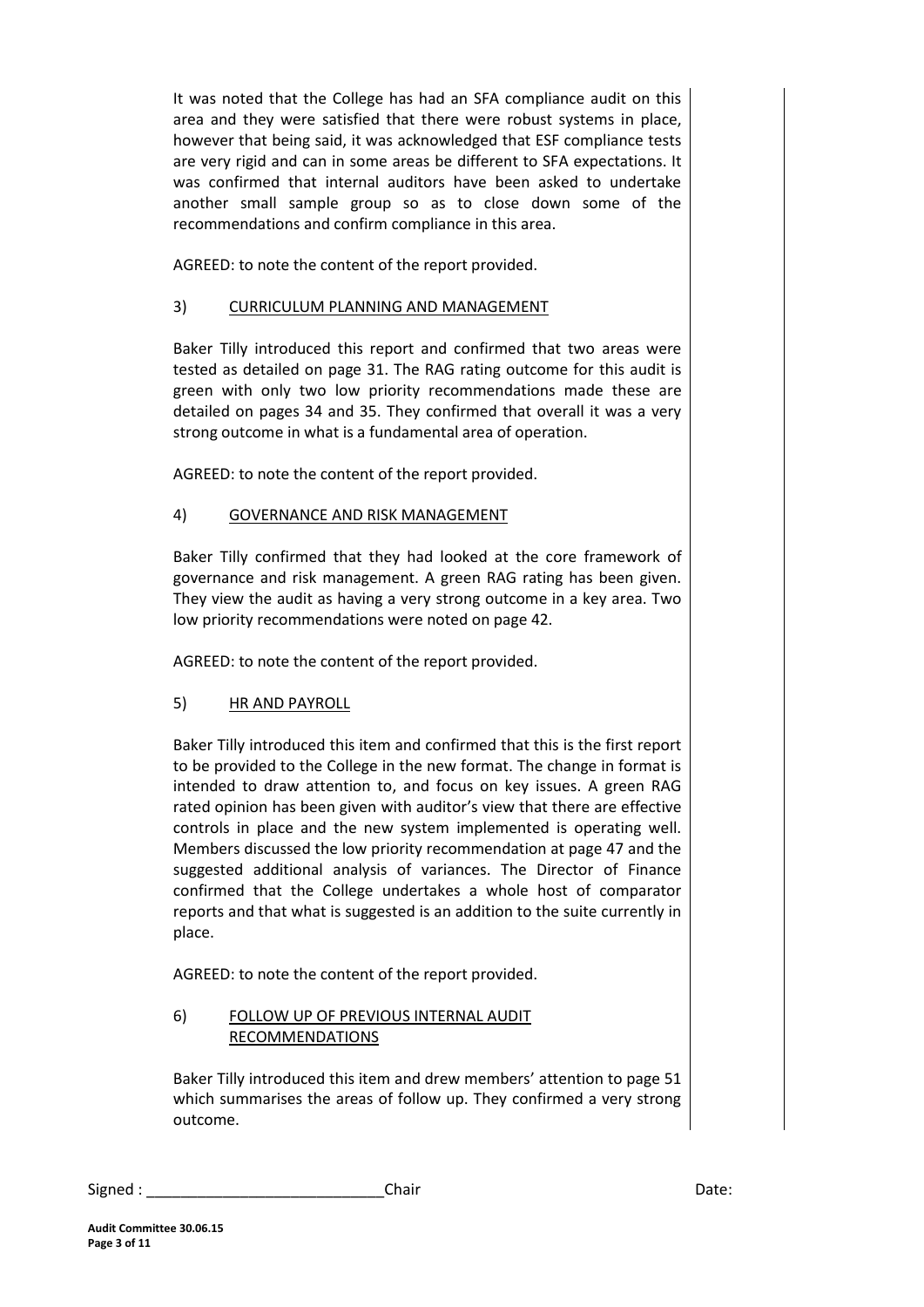It was noted that the College has had an SFA compliance audit on this area and they were satisfied that there were robust systems in place, however that being said, it was acknowledged that ESF compliance tests are very rigid and can in some areas be different to SFA expectations. It was confirmed that internal auditors have been asked to undertake another small sample group so as to close down some of the recommendations and confirm compliance in this area.

AGREED: to note the content of the report provided.

3) <u>CURRICULUM PLANNING AND MANAGEMENT</u>

Baker Tilly introduced this report and confirmed that two areas were tested as detailed on page 31. The RAG rating outcome for this audit is green with only two low priority recommendations made these are detailed on pages 34 and 35. They confirmed that overall it was a very strong outcome in what is a fundamental area of operation.

AGREED: to note the content of the report provided.

4) <u>GOVERNANCE AND RISK MANAGEMENT</u>

Baker Tilly confirmed that they had looked at the core framework of governance and risk management. A green RAG rating has been given. They view the audit as having a very strong outcome in a key area. Two low priority recommendations were noted on page 42.

AGREED: to note the content of the report provided.

5) <u>HR AND PAYROLL</u>

Baker Tilly introduced this item and confirmed that this is the first report to be provided to the College in the new format. The change in format is intended to draw attention to, and focus on key issues. A green RAG rated opinion has been given with auditor's view that there are effective controls in place and the new system implemented is operating well. Members discussed the low priority recommendation at page 47 and the suggested additional analysis of variances. The Director of Finance confirmed that the College undertakes a whole host of comparator reports and that what is suggested is an addition to the suite currently in place.

AGREED: to note the content of the report provided.

6) <u>FOLLOW UP OF PREVIOUS INTERNAL AUDIT RECOMMENDATIONS</u>

Baker Tilly introduced this item and drew members' attention to page 51 which summarises the areas of follow up. They confirmed a very strong outcome.

Signed : ____________________________Chair Date: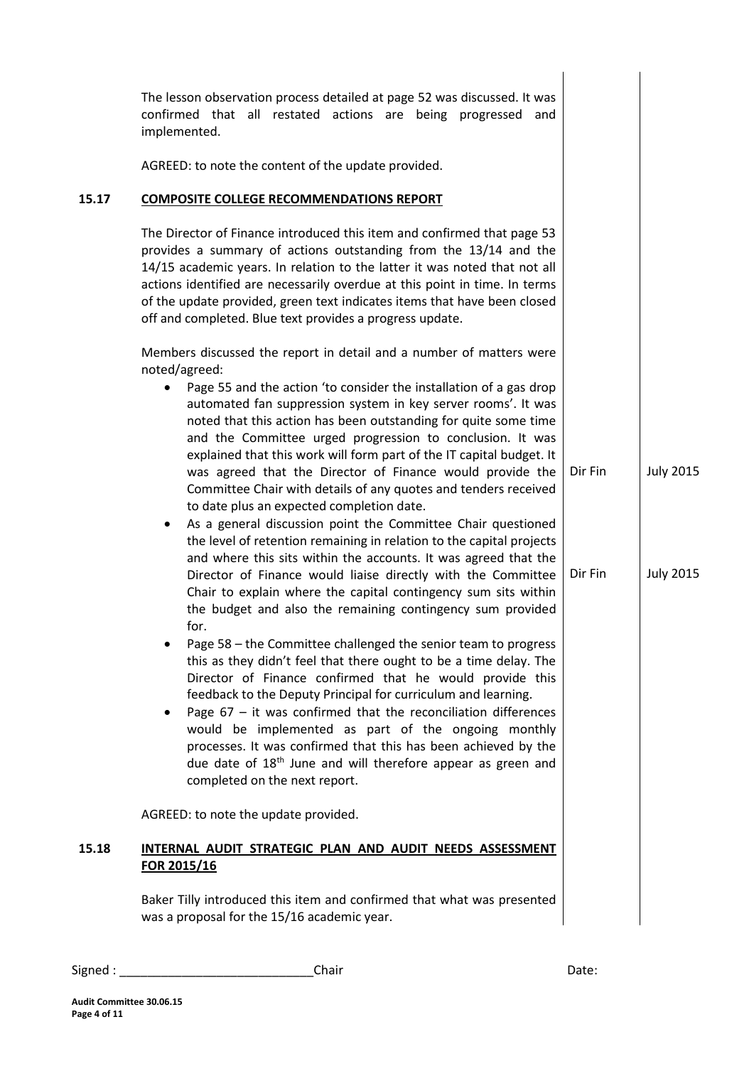The lesson observation process detailed at page 52 was discussed. It was confirmed that all restated actions are being progressed and implemented.

AGREED: to note the content of the update provided.

**15.17 COMPOSITE COLLEGE RECOMMENDATIONS REPORT**

The Director of Finance introduced this item and confirmed that page 53 provides a summary of actions outstanding from the 13/14 and the 14/15 academic years. In relation to the latter it was noted that not all actions identified are necessarily overdue at this point in time. In terms of the update provided, green text indicates items that have been closed off and completed. Blue text provides a progress update.

Members discussed the report in detail and a number of matters were noted/agreed:

- Page 55 and the action 'to consider the installation of a gas drop automated fan suppression system in key server rooms'. It was noted that this action has been outstanding for quite some time and the Committee urged progression to conclusion. It was explained that this work will form part of the IT capital budget. It was agreed that the Director of Finance would provide the Committee Chair with details of any quotes and tenders received to date plus an expected completion date. — **Dir Fin — July 2015**
- As a general discussion point the Committee Chair questioned the level of retention remaining in relation to the capital projects and where this sits within the accounts. It was agreed that the Director of Finance would liaise directly with the Committee Chair to explain where the capital contingency sum sits within the budget and also the remaining contingency sum provided for. — **Dir Fin — July 2015**
- Page 58 – the Committee challenged the senior team to progress this as they didn't feel that there ought to be a time delay. The Director of Finance confirmed that he would provide this feedback to the Deputy Principal for curriculum and learning.
- Page 67 – it was confirmed that the reconciliation differences would be implemented as part of the ongoing monthly processes. It was confirmed that this has been achieved by the due date of 18th June and will therefore appear as green and completed on the next report.

AGREED: to note the update provided.

**15.18 INTERNAL AUDIT STRATEGIC PLAN AND AUDIT NEEDS ASSESSMENT FOR 2015/16**

Baker Tilly introduced this item and confirmed that what was presented was a proposal for the 15/16 academic year.

Signed : ____________________________Chair Date: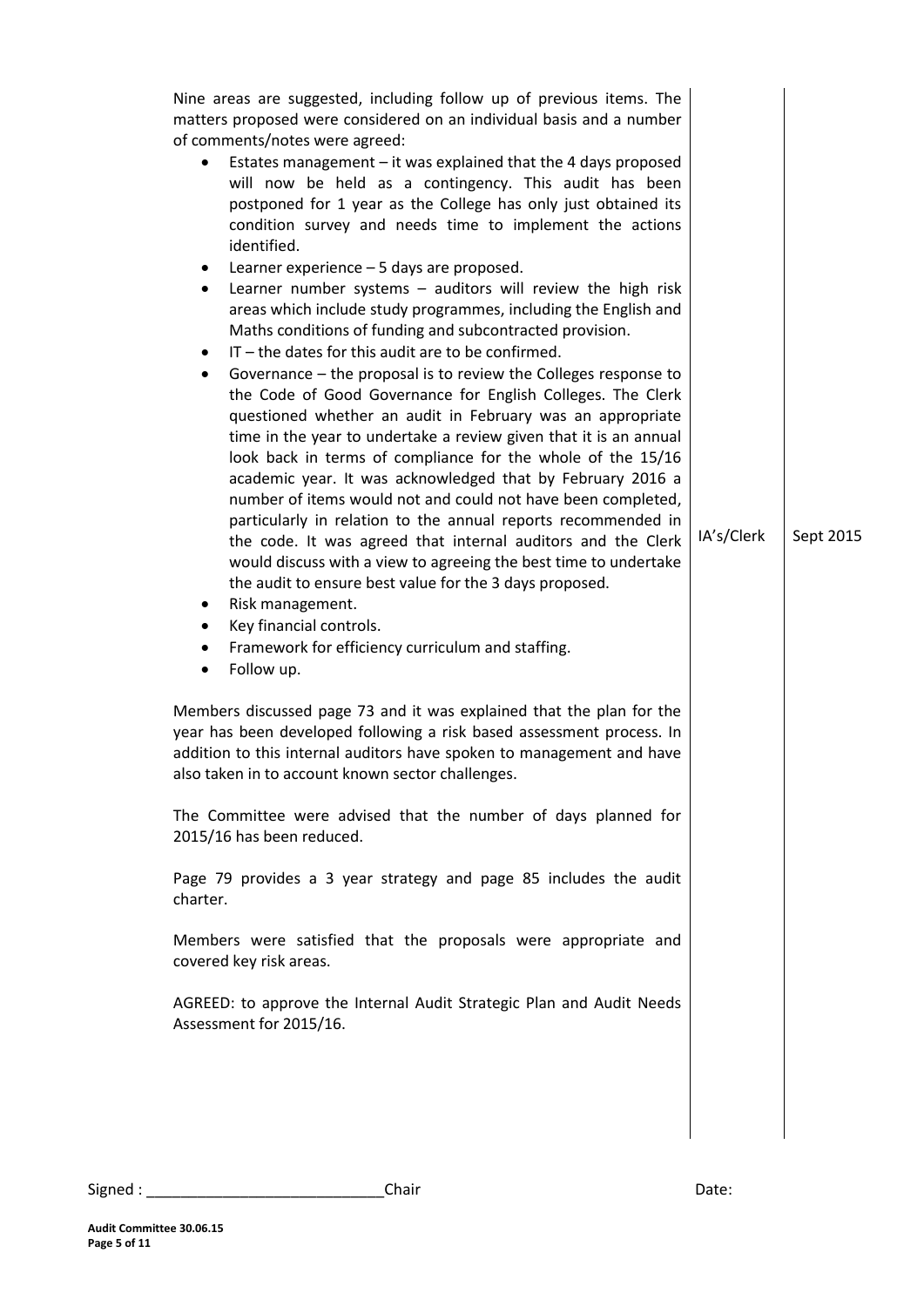| | | |
|---|---|---|
| Nine areas are suggested, including follow up of previous items. The matters proposed were considered on an individual basis and a number of comments/notes were agreed:<br>• Estates management – it was explained that the 4 days proposed will now be held as a contingency. This audit has been postponed for 1 year as the College has only just obtained its condition survey and needs time to implement the actions identified.<br>• Learner experience – 5 days are proposed.<br>• Learner number systems – auditors will review the high risk areas which include study programmes, including the English and Maths conditions of funding and subcontracted provision.<br>• IT – the dates for this audit are to be confirmed.<br>• Governance – the proposal is to review the Colleges response to the Code of Good Governance for English Colleges. The Clerk questioned whether an audit in February was an appropriate time in the year to undertake a review given that it is an annual look back in terms of compliance for the whole of the 15/16 academic year. It was acknowledged that by February 2016 a number of items would not and could not have been completed, particularly in relation to the annual reports recommended in the code. It was agreed that internal auditors and the Clerk would discuss with a view to agreeing the best time to undertake the audit to ensure best value for the 3 days proposed.<br>• Risk management.<br>• Key financial controls.<br>• Framework for efficiency curriculum and staffing.<br>• Follow up. | IA's/Clerk | Sept 2015 |
| Members discussed page 73 and it was explained that the plan for the year has been developed following a risk based assessment process. In addition to this internal auditors have spoken to management and have also taken in to account known sector challenges. | | |
| The Committee were advised that the number of days planned for 2015/16 has been reduced. | | |
| Page 79 provides a 3 year strategy and page 85 includes the audit charter. | | |
| Members were satisfied that the proposals were appropriate and covered key risk areas. | | |
| AGREED: to approve the Internal Audit Strategic Plan and Audit Needs Assessment for 2015/16. | | |

Signed : ____________________________Chair Date:

**Audit Committee 30.06.15**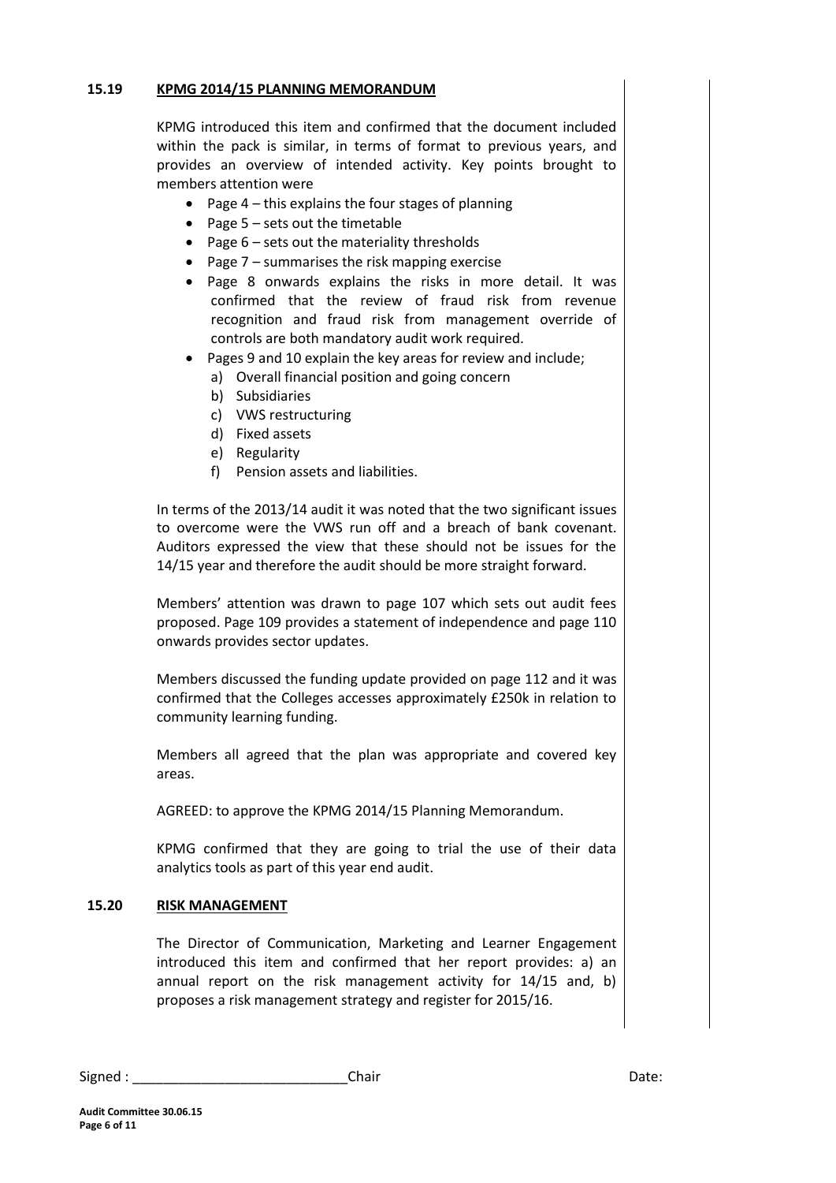## 15.19 KPMG 2014/15 PLANNING MEMORANDUM

KPMG introduced this item and confirmed that the document included within the pack is similar, in terms of format to previous years, and provides an overview of intended activity. Key points brought to members attention were

- Page 4 – this explains the four stages of planning
- Page 5 – sets out the timetable
- Page 6 – sets out the materiality thresholds
- Page 7 – summarises the risk mapping exercise
- Page 8 onwards explains the risks in more detail. It was confirmed that the review of fraud risk from revenue recognition and fraud risk from management override of controls are both mandatory audit work required.
- Pages 9 and 10 explain the key areas for review and include;
  a) Overall financial position and going concern
  b) Subsidiaries
  c) VWS restructuring
  d) Fixed assets
  e) Regularity
  f) Pension assets and liabilities.

In terms of the 2013/14 audit it was noted that the two significant issues to overcome were the VWS run off and a breach of bank covenant. Auditors expressed the view that these should not be issues for the 14/15 year and therefore the audit should be more straight forward.

Members' attention was drawn to page 107 which sets out audit fees proposed. Page 109 provides a statement of independence and page 110 onwards provides sector updates.

Members discussed the funding update provided on page 112 and it was confirmed that the Colleges accesses approximately £250k in relation to community learning funding.

Members all agreed that the plan was appropriate and covered key areas.

AGREED: to approve the KPMG 2014/15 Planning Memorandum.

KPMG confirmed that they are going to trial the use of their data analytics tools as part of this year end audit.

## 15.20 RISK MANAGEMENT

The Director of Communication, Marketing and Learner Engagement introduced this item and confirmed that her report provides: a) an annual report on the risk management activity for 14/15 and, b) proposes a risk management strategy and register for 2015/16.

Signed : \_\_\_\_\_\_\_\_\_\_\_\_\_\_\_\_\_\_\_\_\_\_\_\_\_\_\_\_ Chair Date: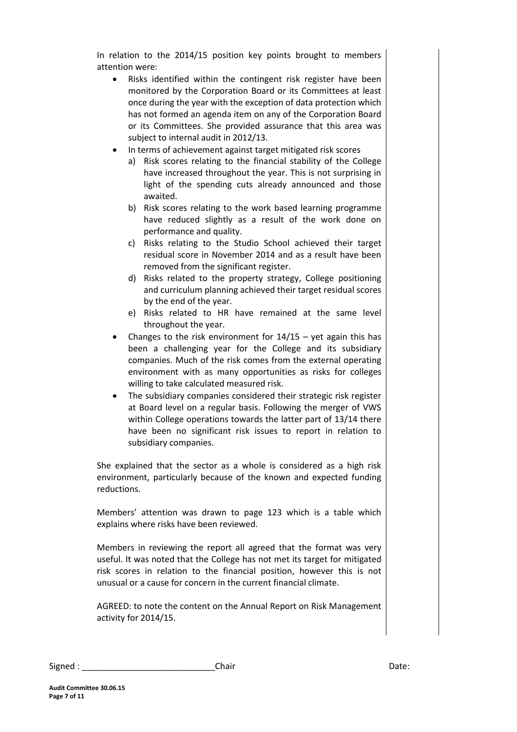In relation to the 2014/15 position key points brought to members attention were:

- Risks identified within the contingent risk register have been monitored by the Corporation Board or its Committees at least once during the year with the exception of data protection which has not formed an agenda item on any of the Corporation Board or its Committees. She provided assurance that this area was subject to internal audit in 2012/13.
- In terms of achievement against target mitigated risk scores
  a) Risk scores relating to the financial stability of the College have increased throughout the year. This is not surprising in light of the spending cuts already announced and those awaited.
  b) Risk scores relating to the work based learning programme have reduced slightly as a result of the work done on performance and quality.
  c) Risks relating to the Studio School achieved their target residual score in November 2014 and as a result have been removed from the significant register.
  d) Risks related to the property strategy, College positioning and curriculum planning achieved their target residual scores by the end of the year.
  e) Risks related to HR have remained at the same level throughout the year.
- Changes to the risk environment for 14/15 – yet again this has been a challenging year for the College and its subsidiary companies. Much of the risk comes from the external operating environment with as many opportunities as risks for colleges willing to take calculated measured risk.
- The subsidiary companies considered their strategic risk register at Board level on a regular basis. Following the merger of VWS within College operations towards the latter part of 13/14 there have been no significant risk issues to report in relation to subsidiary companies.

She explained that the sector as a whole is considered as a high risk environment, particularly because of the known and expected funding reductions.

Members' attention was drawn to page 123 which is a table which explains where risks have been reviewed.

Members in reviewing the report all agreed that the format was very useful. It was noted that the College has not met its target for mitigated risk scores in relation to the financial position, however this is not unusual or a cause for concern in the current financial climate.

AGREED: to note the content on the Annual Report on Risk Management activity for 2014/15.

Signed : ____________________________Chair Date: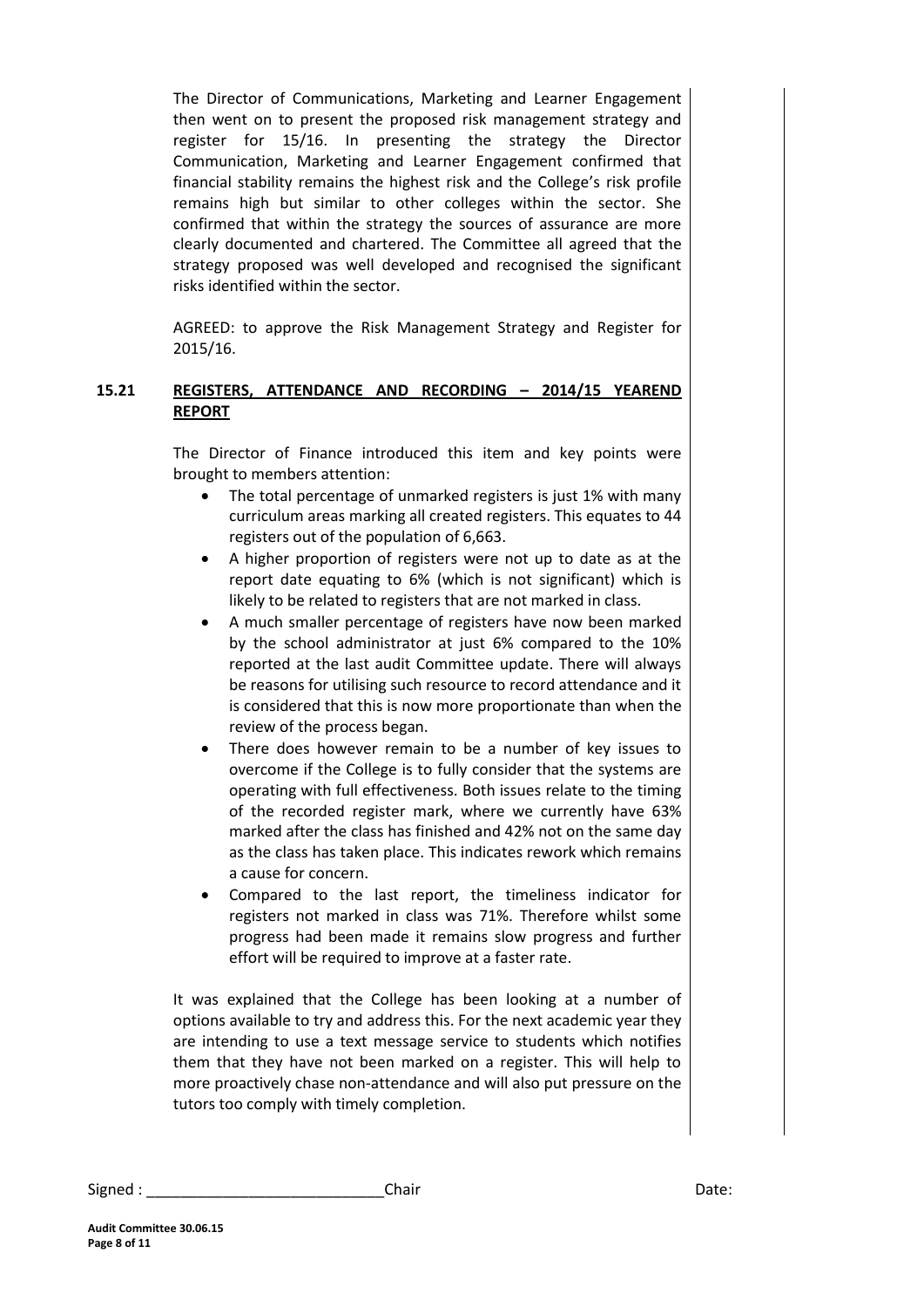The Director of Communications, Marketing and Learner Engagement then went on to present the proposed risk management strategy and register for 15/16. In presenting the strategy the Director Communication, Marketing and Learner Engagement confirmed that financial stability remains the highest risk and the College's risk profile remains high but similar to other colleges within the sector. She confirmed that within the strategy the sources of assurance are more clearly documented and chartered. The Committee all agreed that the strategy proposed was well developed and recognised the significant risks identified within the sector.

AGREED: to approve the Risk Management Strategy and Register for 2015/16.

## 15.21 REGISTERS, ATTENDANCE AND RECORDING – 2014/15 YEAREND REPORT

The Director of Finance introduced this item and key points were brought to members attention:

- The total percentage of unmarked registers is just 1% with many curriculum areas marking all created registers. This equates to 44 registers out of the population of 6,663.
- A higher proportion of registers were not up to date as at the report date equating to 6% (which is not significant) which is likely to be related to registers that are not marked in class.
- A much smaller percentage of registers have now been marked by the school administrator at just 6% compared to the 10% reported at the last audit Committee update. There will always be reasons for utilising such resource to record attendance and it is considered that this is now more proportionate than when the review of the process began.
- There does however remain to be a number of key issues to overcome if the College is to fully consider that the systems are operating with full effectiveness. Both issues relate to the timing of the recorded register mark, where we currently have 63% marked after the class has finished and 42% not on the same day as the class has taken place. This indicates rework which remains a cause for concern.
- Compared to the last report, the timeliness indicator for registers not marked in class was 71%. Therefore whilst some progress had been made it remains slow progress and further effort will be required to improve at a faster rate.

It was explained that the College has been looking at a number of options available to try and address this. For the next academic year they are intending to use a text message service to students which notifies them that they have not been marked on a register. This will help to more proactively chase non-attendance and will also put pressure on the tutors too comply with timely completion.

Signed : ____________________________Chair Date: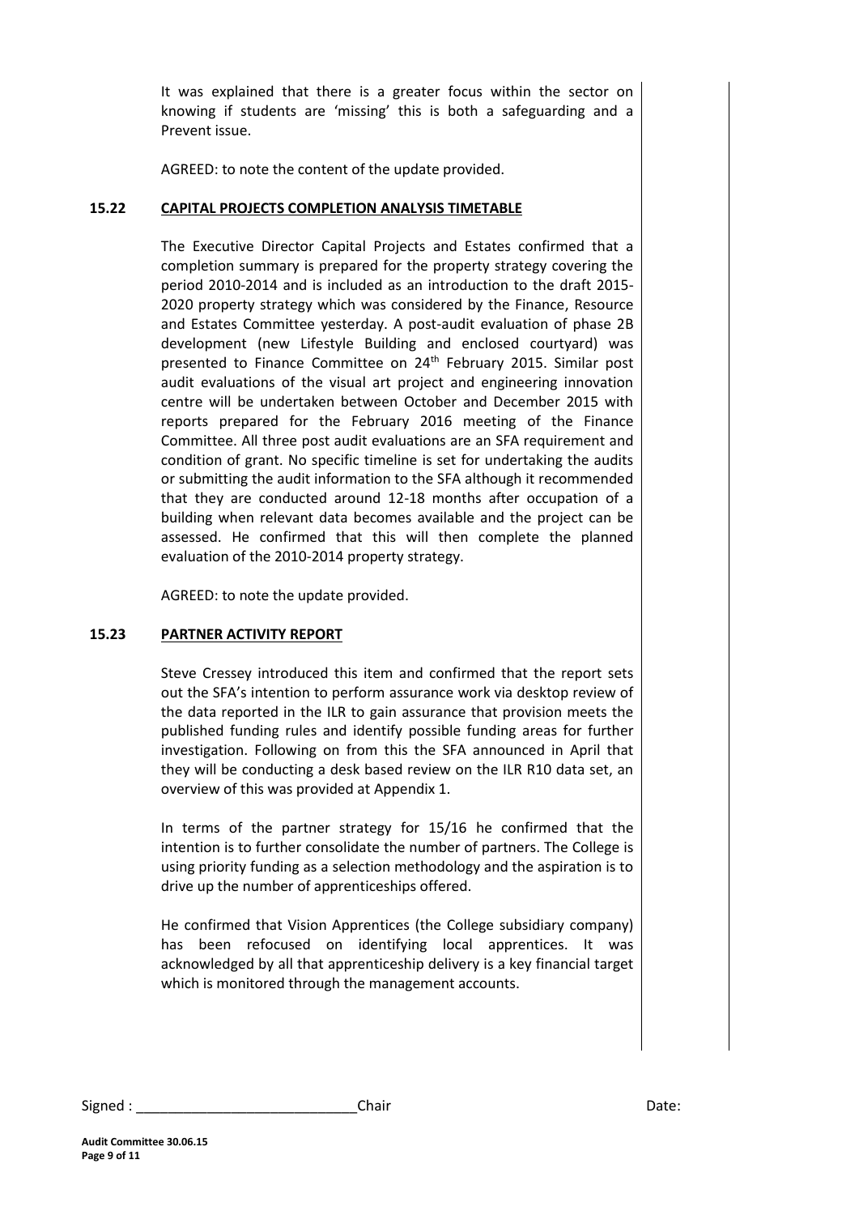It was explained that there is a greater focus within the sector on knowing if students are 'missing' this is both a safeguarding and a Prevent issue.

AGREED: to note the content of the update provided.

### 15.22 CAPITAL PROJECTS COMPLETION ANALYSIS TIMETABLE

The Executive Director Capital Projects and Estates confirmed that a completion summary is prepared for the property strategy covering the period 2010-2014 and is included as an introduction to the draft 2015-2020 property strategy which was considered by the Finance, Resource and Estates Committee yesterday. A post-audit evaluation of phase 2B development (new Lifestyle Building and enclosed courtyard) was presented to Finance Committee on 24th February 2015. Similar post audit evaluations of the visual art project and engineering innovation centre will be undertaken between October and December 2015 with reports prepared for the February 2016 meeting of the Finance Committee. All three post audit evaluations are an SFA requirement and condition of grant. No specific timeline is set for undertaking the audits or submitting the audit information to the SFA although it recommended that they are conducted around 12-18 months after occupation of a building when relevant data becomes available and the project can be assessed. He confirmed that this will then complete the planned evaluation of the 2010-2014 property strategy.

AGREED: to note the update provided.

### 15.23 PARTNER ACTIVITY REPORT

Steve Cressey introduced this item and confirmed that the report sets out the SFA's intention to perform assurance work via desktop review of the data reported in the ILR to gain assurance that provision meets the published funding rules and identify possible funding areas for further investigation. Following on from this the SFA announced in April that they will be conducting a desk based review on the ILR R10 data set, an overview of this was provided at Appendix 1.

In terms of the partner strategy for 15/16 he confirmed that the intention is to further consolidate the number of partners. The College is using priority funding as a selection methodology and the aspiration is to drive up the number of apprenticeships offered.

He confirmed that Vision Apprentices (the College subsidiary company) has been refocused on identifying local apprentices. It was acknowledged by all that apprenticeship delivery is a key financial target which is monitored through the management accounts.

Signed : ____________________________Chair Date: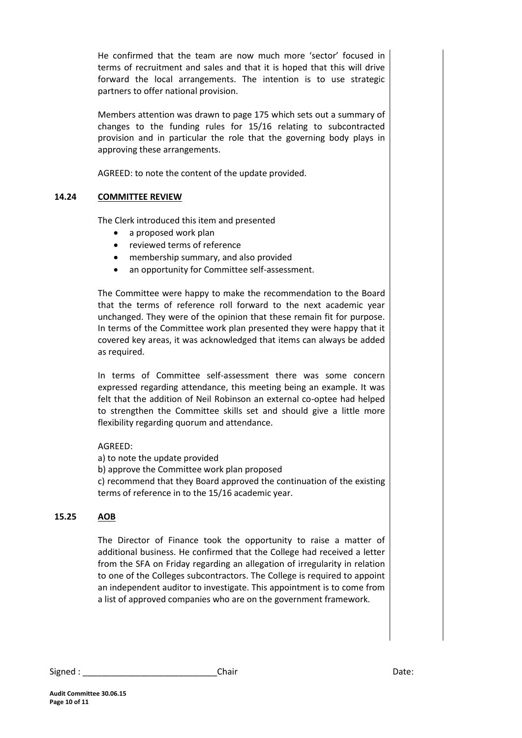He confirmed that the team are now much more 'sector' focused in terms of recruitment and sales and that it is hoped that this will drive forward the local arrangements. The intention is to use strategic partners to offer national provision.

Members attention was drawn to page 175 which sets out a summary of changes to the funding rules for 15/16 relating to subcontracted provision and in particular the role that the governing body plays in approving these arrangements.

AGREED: to note the content of the update provided.

**14.24 COMMITTEE REVIEW**

The Clerk introduced this item and presented

- a proposed work plan
- reviewed terms of reference
- membership summary, and also provided
- an opportunity for Committee self-assessment.

The Committee were happy to make the recommendation to the Board that the terms of reference roll forward to the next academic year unchanged. They were of the opinion that these remain fit for purpose. In terms of the Committee work plan presented they were happy that it covered key areas, it was acknowledged that items can always be added as required.

In terms of Committee self-assessment there was some concern expressed regarding attendance, this meeting being an example. It was felt that the addition of Neil Robinson an external co-optee had helped to strengthen the Committee skills set and should give a little more flexibility regarding quorum and attendance.

AGREED:
a) to note the update provided
b) approve the Committee work plan proposed
c) recommend that they Board approved the continuation of the existing terms of reference in to the 15/16 academic year.

**15.25 AOB**

The Director of Finance took the opportunity to raise a matter of additional business. He confirmed that the College had received a letter from the SFA on Friday regarding an allegation of irregularity in relation to one of the Colleges subcontractors. The College is required to appoint an independent auditor to investigate. This appointment is to come from a list of approved companies who are on the government framework.

Signed : ____________________________Chair Date: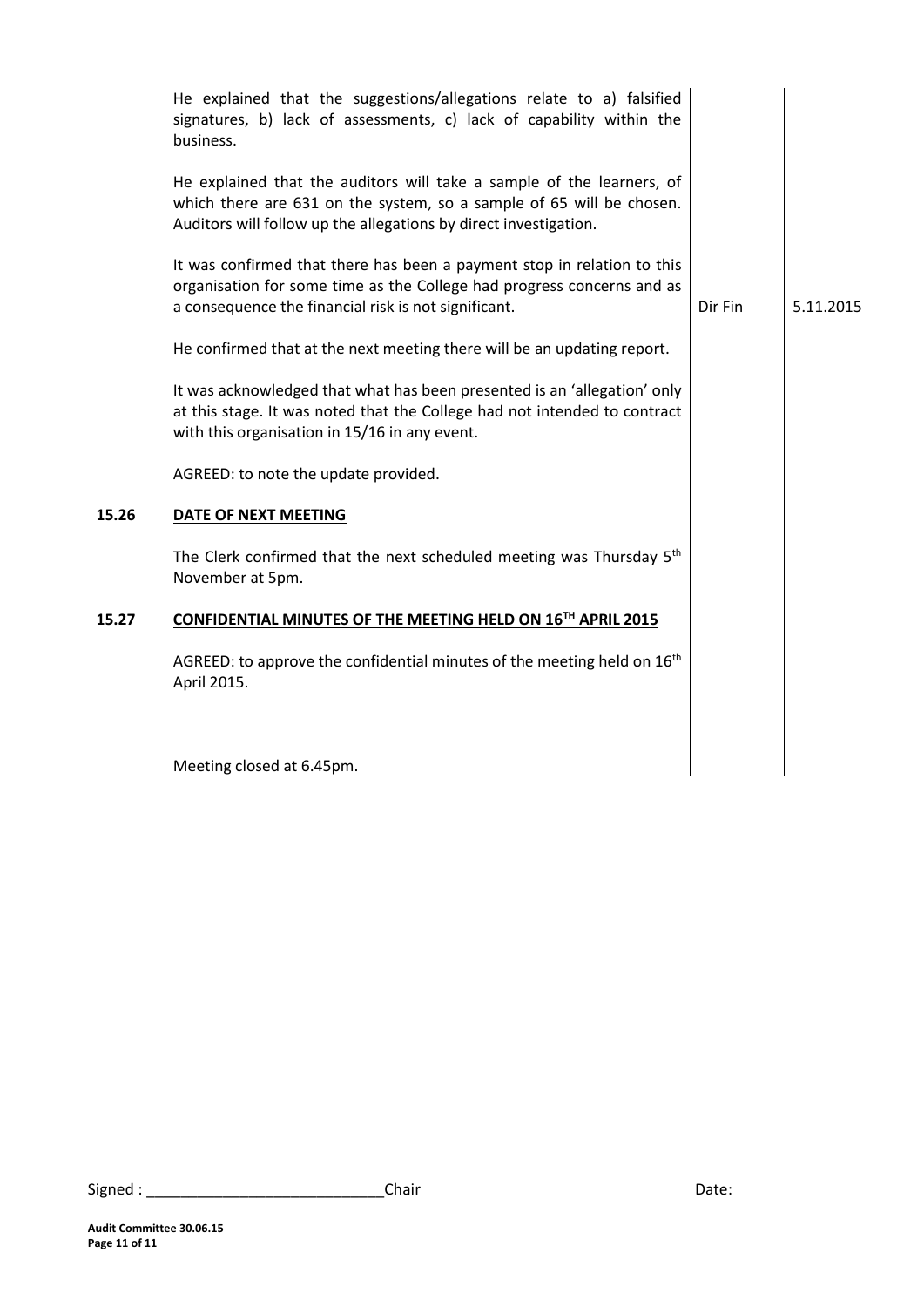| | | | |
|---|---|---|---|
| | He explained that the suggestions/allegations relate to a) falsified signatures, b) lack of assessments, c) lack of capability within the business. | | |
| | He explained that the auditors will take a sample of the learners, of which there are 631 on the system, so a sample of 65 will be chosen. Auditors will follow up the allegations by direct investigation. | | |
| | It was confirmed that there has been a payment stop in relation to this organisation for some time as the College had progress concerns and as a consequence the financial risk is not significant. | Dir Fin | 5.11.2015 |
| | He confirmed that at the next meeting there will be an updating report. | | |
| | It was acknowledged that what has been presented is an 'allegation' only at this stage. It was noted that the College had not intended to contract with this organisation in 15/16 in any event. | | |
| | AGREED: to note the update provided. | | |
| **15.26** | **DATE OF NEXT MEETING** | | |
| | The Clerk confirmed that the next scheduled meeting was Thursday 5th November at 5pm. | | |
| **15.27** | **CONFIDENTIAL MINUTES OF THE MEETING HELD ON 16TH APRIL 2015** | | |
| | AGREED: to approve the confidential minutes of the meeting held on 16th April 2015. | | |
| | Meeting closed at 6.45pm. | | |

Signed : ____________________________Chair Date:

**Audit Committee 30.06.15**